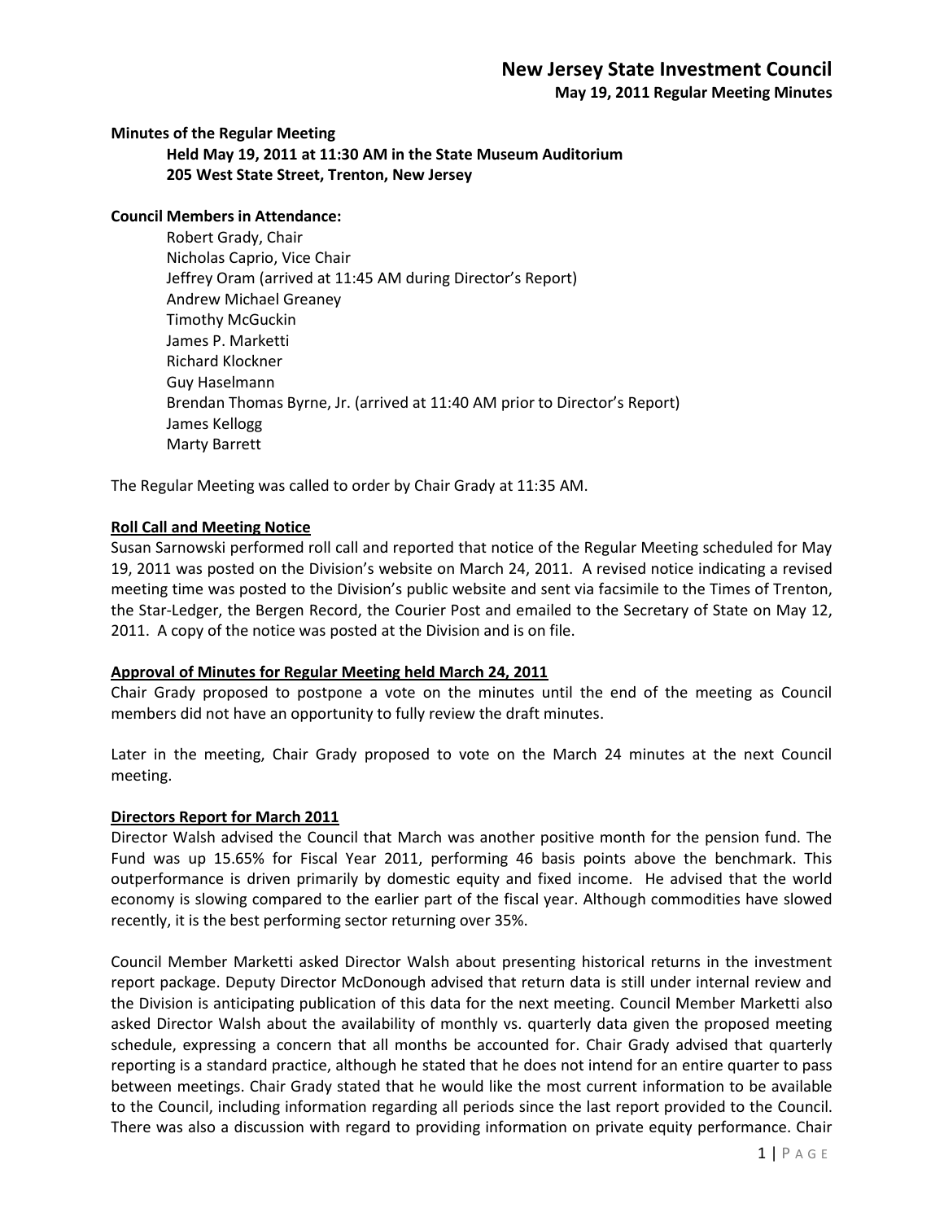# New Jersey State Investment Council

**May 19, 2011 Regular Meeting Minutes**

**Minutes of the Regular Meeting**

**Held May 19, 2011 at 11:30 AM in the State Museum Auditorium**
**205 West State Street, Trenton, New Jersey**

**Council Members in Attendance:**

Robert Grady, Chair
Nicholas Caprio, Vice Chair
Jeffrey Oram (arrived at 11:45 AM during Director's Report)
Andrew Michael Greaney
Timothy McGuckin
James P. Marketti
Richard Klockner
Guy Haselmann
Brendan Thomas Byrne, Jr. (arrived at 11:40 AM prior to Director's Report)
James Kellogg
Marty Barrett

The Regular Meeting was called to order by Chair Grady at 11:35 AM.

**Roll Call and Meeting Notice**

Susan Sarnowski performed roll call and reported that notice of the Regular Meeting scheduled for May 19, 2011 was posted on the Division's website on March 24, 2011. A revised notice indicating a revised meeting time was posted to the Division's public website and sent via facsimile to the Times of Trenton, the Star-Ledger, the Bergen Record, the Courier Post and emailed to the Secretary of State on May 12, 2011. A copy of the notice was posted at the Division and is on file.

**Approval of Minutes for Regular Meeting held March 24, 2011**

Chair Grady proposed to postpone a vote on the minutes until the end of the meeting as Council members did not have an opportunity to fully review the draft minutes.

Later in the meeting, Chair Grady proposed to vote on the March 24 minutes at the next Council meeting.

**Directors Report for March 2011**

Director Walsh advised the Council that March was another positive month for the pension fund. The Fund was up 15.65% for Fiscal Year 2011, performing 46 basis points above the benchmark. This outperformance is driven primarily by domestic equity and fixed income. He advised that the world economy is slowing compared to the earlier part of the fiscal year. Although commodities have slowed recently, it is the best performing sector returning over 35%.

Council Member Marketti asked Director Walsh about presenting historical returns in the investment report package. Deputy Director McDonough advised that return data is still under internal review and the Division is anticipating publication of this data for the next meeting. Council Member Marketti also asked Director Walsh about the availability of monthly vs. quarterly data given the proposed meeting schedule, expressing a concern that all months be accounted for. Chair Grady advised that quarterly reporting is a standard practice, although he stated that he does not intend for an entire quarter to pass between meetings. Chair Grady stated that he would like the most current information to be available to the Council, including information regarding all periods since the last report provided to the Council. There was also a discussion with regard to providing information on private equity performance. Chair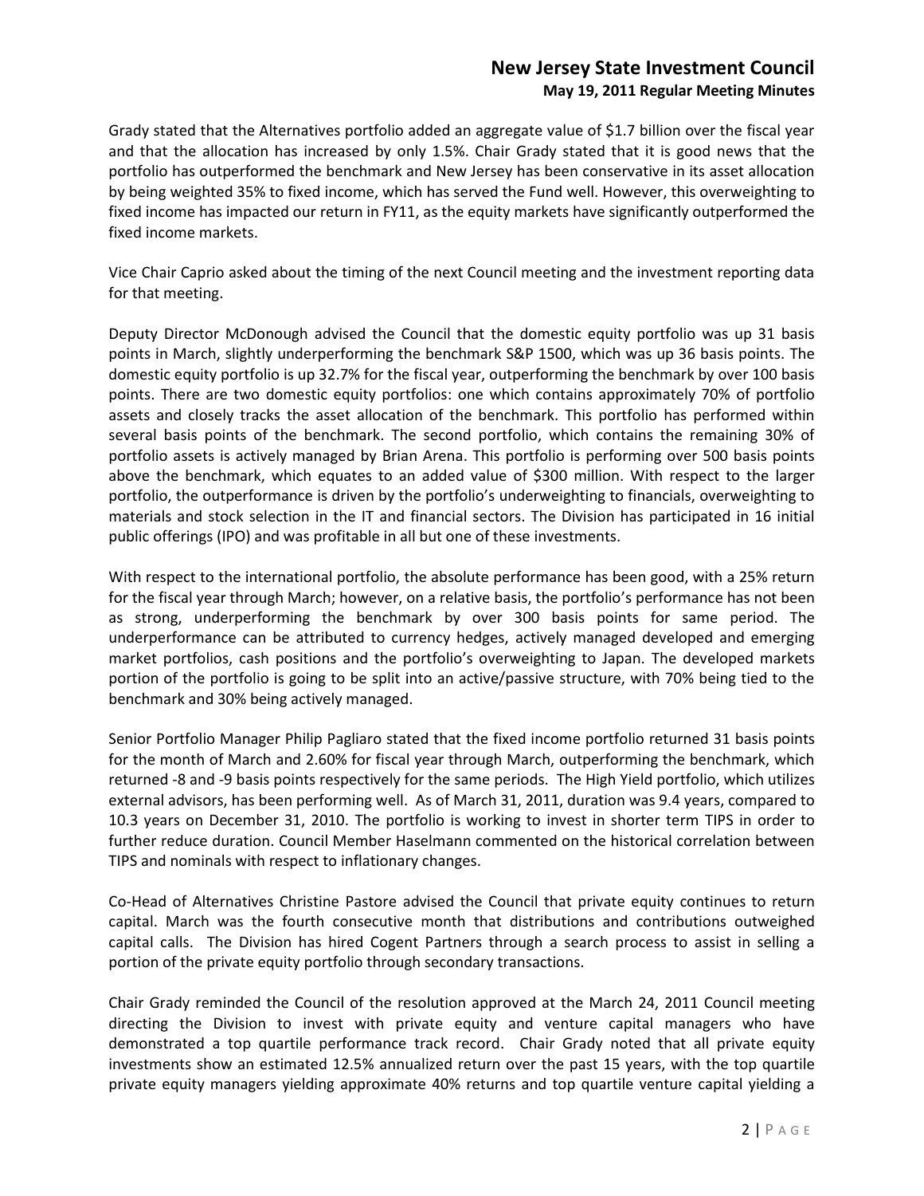Grady stated that the Alternatives portfolio added an aggregate value of $1.7 billion over the fiscal year and that the allocation has increased by only 1.5%. Chair Grady stated that it is good news that the portfolio has outperformed the benchmark and New Jersey has been conservative in its asset allocation by being weighted 35% to fixed income, which has served the Fund well. However, this overweighting to fixed income has impacted our return in FY11, as the equity markets have significantly outperformed the fixed income markets.

Vice Chair Caprio asked about the timing of the next Council meeting and the investment reporting data for that meeting.

Deputy Director McDonough advised the Council that the domestic equity portfolio was up 31 basis points in March, slightly underperforming the benchmark S&P 1500, which was up 36 basis points. The domestic equity portfolio is up 32.7% for the fiscal year, outperforming the benchmark by over 100 basis points. There are two domestic equity portfolios: one which contains approximately 70% of portfolio assets and closely tracks the asset allocation of the benchmark. This portfolio has performed within several basis points of the benchmark. The second portfolio, which contains the remaining 30% of portfolio assets is actively managed by Brian Arena. This portfolio is performing over 500 basis points above the benchmark, which equates to an added value of $300 million. With respect to the larger portfolio, the outperformance is driven by the portfolio's underweighting to financials, overweighting to materials and stock selection in the IT and financial sectors. The Division has participated in 16 initial public offerings (IPO) and was profitable in all but one of these investments.

With respect to the international portfolio, the absolute performance has been good, with a 25% return for the fiscal year through March; however, on a relative basis, the portfolio's performance has not been as strong, underperforming the benchmark by over 300 basis points for same period. The underperformance can be attributed to currency hedges, actively managed developed and emerging market portfolios, cash positions and the portfolio's overweighting to Japan. The developed markets portion of the portfolio is going to be split into an active/passive structure, with 70% being tied to the benchmark and 30% being actively managed.

Senior Portfolio Manager Philip Pagliaro stated that the fixed income portfolio returned 31 basis points for the month of March and 2.60% for fiscal year through March, outperforming the benchmark, which returned -8 and -9 basis points respectively for the same periods. The High Yield portfolio, which utilizes external advisors, has been performing well. As of March 31, 2011, duration was 9.4 years, compared to 10.3 years on December 31, 2010. The portfolio is working to invest in shorter term TIPS in order to further reduce duration. Council Member Haselmann commented on the historical correlation between TIPS and nominals with respect to inflationary changes.

Co-Head of Alternatives Christine Pastore advised the Council that private equity continues to return capital. March was the fourth consecutive month that distributions and contributions outweighed capital calls. The Division has hired Cogent Partners through a search process to assist in selling a portion of the private equity portfolio through secondary transactions.

Chair Grady reminded the Council of the resolution approved at the March 24, 2011 Council meeting directing the Division to invest with private equity and venture capital managers who have demonstrated a top quartile performance track record. Chair Grady noted that all private equity investments show an estimated 12.5% annualized return over the past 15 years, with the top quartile private equity managers yielding approximate 40% returns and top quartile venture capital yielding a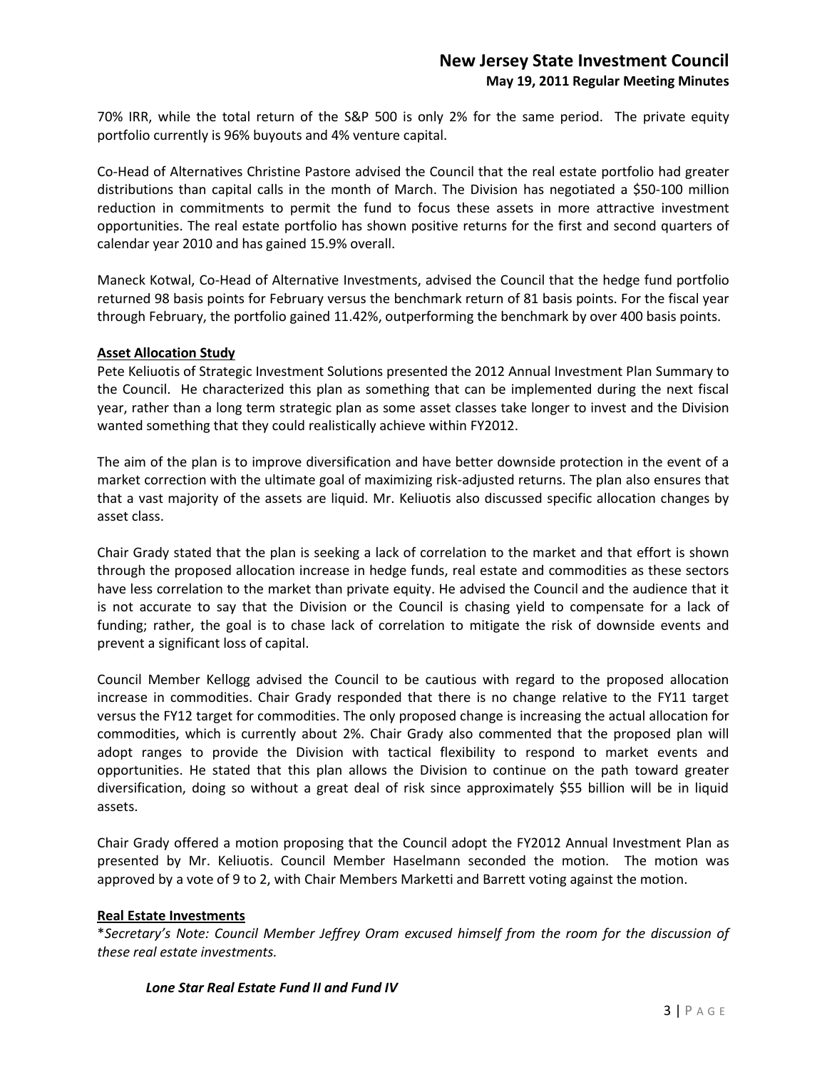70% IRR, while the total return of the S&P 500 is only 2% for the same period. The private equity portfolio currently is 96% buyouts and 4% venture capital.

Co-Head of Alternatives Christine Pastore advised the Council that the real estate portfolio had greater distributions than capital calls in the month of March. The Division has negotiated a $50-100 million reduction in commitments to permit the fund to focus these assets in more attractive investment opportunities. The real estate portfolio has shown positive returns for the first and second quarters of calendar year 2010 and has gained 15.9% overall.

Maneck Kotwal, Co-Head of Alternative Investments, advised the Council that the hedge fund portfolio returned 98 basis points for February versus the benchmark return of 81 basis points. For the fiscal year through February, the portfolio gained 11.42%, outperforming the benchmark by over 400 basis points.

**Asset Allocation Study**

Pete Keliuotis of Strategic Investment Solutions presented the 2012 Annual Investment Plan Summary to the Council. He characterized this plan as something that can be implemented during the next fiscal year, rather than a long term strategic plan as some asset classes take longer to invest and the Division wanted something that they could realistically achieve within FY2012.

The aim of the plan is to improve diversification and have better downside protection in the event of a market correction with the ultimate goal of maximizing risk-adjusted returns. The plan also ensures that that a vast majority of the assets are liquid. Mr. Keliuotis also discussed specific allocation changes by asset class.

Chair Grady stated that the plan is seeking a lack of correlation to the market and that effort is shown through the proposed allocation increase in hedge funds, real estate and commodities as these sectors have less correlation to the market than private equity. He advised the Council and the audience that it is not accurate to say that the Division or the Council is chasing yield to compensate for a lack of funding; rather, the goal is to chase lack of correlation to mitigate the risk of downside events and prevent a significant loss of capital.

Council Member Kellogg advised the Council to be cautious with regard to the proposed allocation increase in commodities. Chair Grady responded that there is no change relative to the FY11 target versus the FY12 target for commodities. The only proposed change is increasing the actual allocation for commodities, which is currently about 2%. Chair Grady also commented that the proposed plan will adopt ranges to provide the Division with tactical flexibility to respond to market events and opportunities. He stated that this plan allows the Division to continue on the path toward greater diversification, doing so without a great deal of risk since approximately $55 billion will be in liquid assets.

Chair Grady offered a motion proposing that the Council adopt the FY2012 Annual Investment Plan as presented by Mr. Keliuotis. Council Member Haselmann seconded the motion. The motion was approved by a vote of 9 to 2, with Chair Members Marketti and Barrett voting against the motion.

**Real Estate Investments**

**Secretary's Note: Council Member Jeffrey Oram excused himself from the room for the discussion of these real estate investments.*

***Lone Star Real Estate Fund II and Fund IV***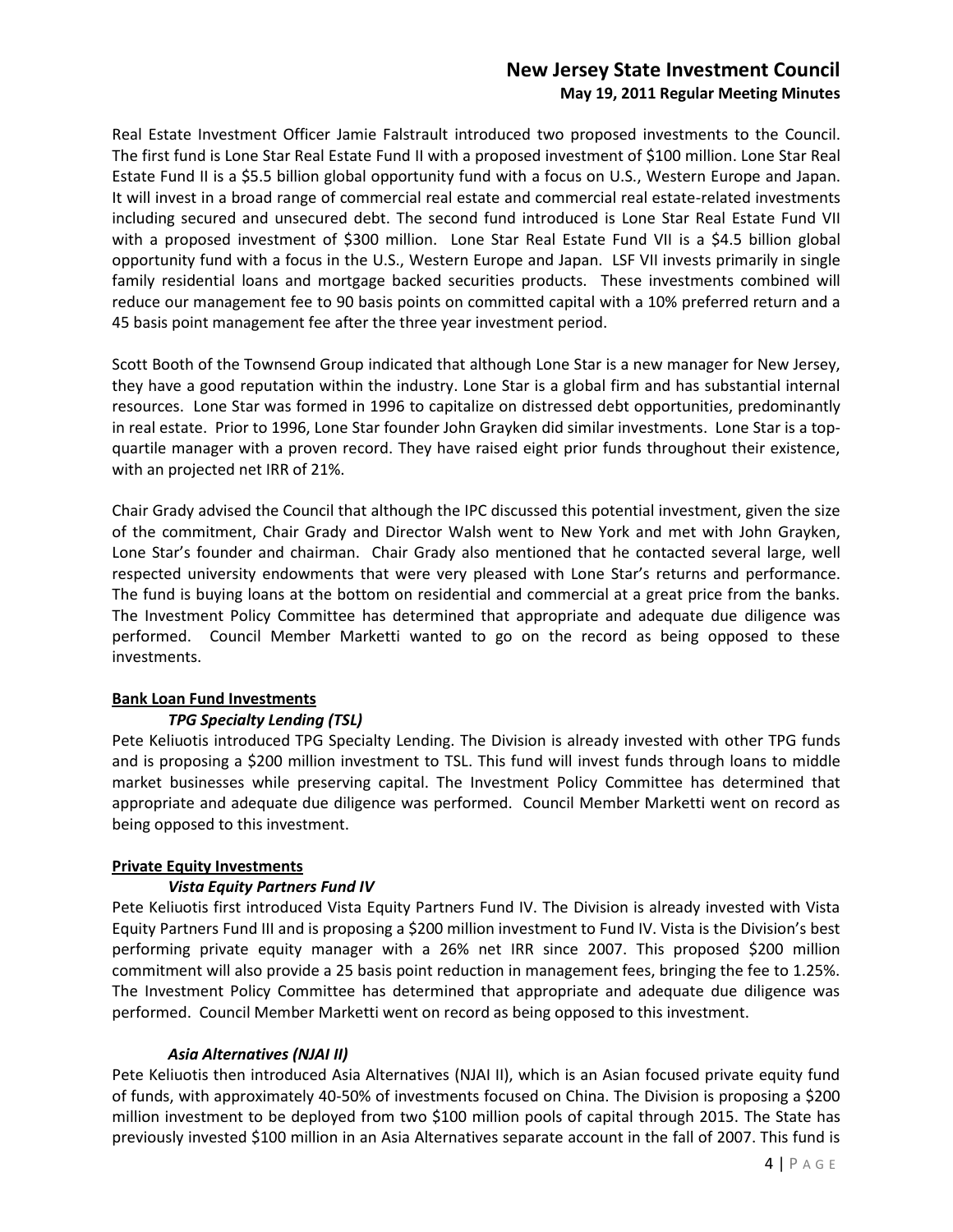Real Estate Investment Officer Jamie Falstrault introduced two proposed investments to the Council. The first fund is Lone Star Real Estate Fund II with a proposed investment of $100 million. Lone Star Real Estate Fund II is a $5.5 billion global opportunity fund with a focus on U.S., Western Europe and Japan. It will invest in a broad range of commercial real estate and commercial real estate-related investments including secured and unsecured debt. The second fund introduced is Lone Star Real Estate Fund VII with a proposed investment of $300 million. Lone Star Real Estate Fund VII is a $4.5 billion global opportunity fund with a focus in the U.S., Western Europe and Japan. LSF VII invests primarily in single family residential loans and mortgage backed securities products. These investments combined will reduce our management fee to 90 basis points on committed capital with a 10% preferred return and a 45 basis point management fee after the three year investment period.

Scott Booth of the Townsend Group indicated that although Lone Star is a new manager for New Jersey, they have a good reputation within the industry. Lone Star is a global firm and has substantial internal resources. Lone Star was formed in 1996 to capitalize on distressed debt opportunities, predominantly in real estate. Prior to 1996, Lone Star founder John Grayken did similar investments. Lone Star is a top-quartile manager with a proven record. They have raised eight prior funds throughout their existence, with an projected net IRR of 21%.

Chair Grady advised the Council that although the IPC discussed this potential investment, given the size of the commitment, Chair Grady and Director Walsh went to New York and met with John Grayken, Lone Star's founder and chairman. Chair Grady also mentioned that he contacted several large, well respected university endowments that were very pleased with Lone Star's returns and performance. The fund is buying loans at the bottom on residential and commercial at a great price from the banks. The Investment Policy Committee has determined that appropriate and adequate due diligence was performed. Council Member Marketti wanted to go on the record as being opposed to these investments.

## Bank Loan Fund Investments

### *TPG Specialty Lending (TSL)*

Pete Keliuotis introduced TPG Specialty Lending. The Division is already invested with other TPG funds and is proposing a $200 million investment to TSL. This fund will invest funds through loans to middle market businesses while preserving capital. The Investment Policy Committee has determined that appropriate and adequate due diligence was performed. Council Member Marketti went on record as being opposed to this investment.

## Private Equity Investments

### *Vista Equity Partners Fund IV*

Pete Keliuotis first introduced Vista Equity Partners Fund IV. The Division is already invested with Vista Equity Partners Fund III and is proposing a $200 million investment to Fund IV. Vista is the Division's best performing private equity manager with a 26% net IRR since 2007. This proposed $200 million commitment will also provide a 25 basis point reduction in management fees, bringing the fee to 1.25%. The Investment Policy Committee has determined that appropriate and adequate due diligence was performed. Council Member Marketti went on record as being opposed to this investment.

### *Asia Alternatives (NJAI II)*

Pete Keliuotis then introduced Asia Alternatives (NJAI II), which is an Asian focused private equity fund of funds, with approximately 40-50% of investments focused on China. The Division is proposing a $200 million investment to be deployed from two $100 million pools of capital through 2015. The State has previously invested $100 million in an Asia Alternatives separate account in the fall of 2007. This fund is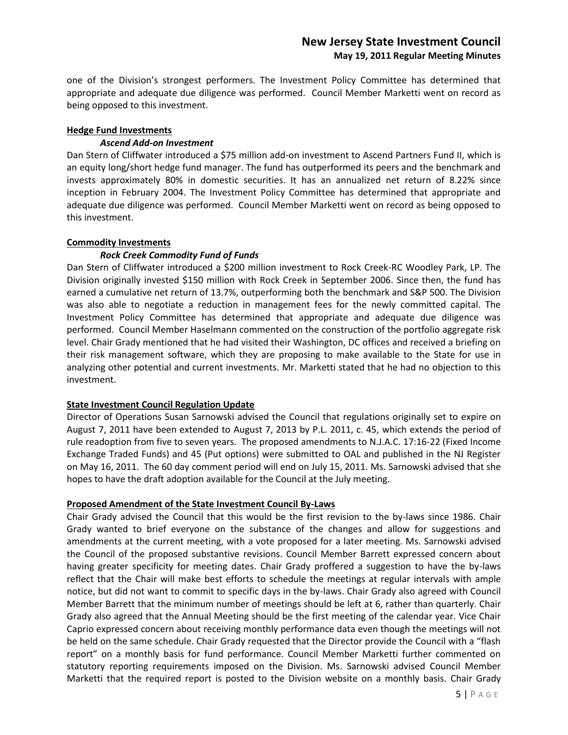one of the Division's strongest performers. The Investment Policy Committee has determined that appropriate and adequate due diligence was performed. Council Member Marketti went on record as being opposed to this investment.

**Hedge Fund Investments**

***Ascend Add-on Investment***

Dan Stern of Cliffwater introduced a $75 million add-on investment to Ascend Partners Fund II, which is an equity long/short hedge fund manager. The fund has outperformed its peers and the benchmark and invests approximately 80% in domestic securities. It has an annualized net return of 8.22% since inception in February 2004. The Investment Policy Committee has determined that appropriate and adequate due diligence was performed. Council Member Marketti went on record as being opposed to this investment.

**Commodity Investments**

***Rock Creek Commodity Fund of Funds***

Dan Stern of Cliffwater introduced a $200 million investment to Rock Creek-RC Woodley Park, LP. The Division originally invested $150 million with Rock Creek in September 2006. Since then, the fund has earned a cumulative net return of 13.7%, outperforming both the benchmark and S&P 500. The Division was also able to negotiate a reduction in management fees for the newly committed capital. The Investment Policy Committee has determined that appropriate and adequate due diligence was performed. Council Member Haselmann commented on the construction of the portfolio aggregate risk level. Chair Grady mentioned that he had visited their Washington, DC offices and received a briefing on their risk management software, which they are proposing to make available to the State for use in analyzing other potential and current investments. Mr. Marketti stated that he had no objection to this investment.

**State Investment Council Regulation Update**

Director of Operations Susan Sarnowski advised the Council that regulations originally set to expire on August 7, 2011 have been extended to August 7, 2013 by P.L. 2011, c. 45, which extends the period of rule readoption from five to seven years. The proposed amendments to N.J.A.C. 17:16-22 (Fixed Income Exchange Traded Funds) and 45 (Put options) were submitted to OAL and published in the NJ Register on May 16, 2011. The 60 day comment period will end on July 15, 2011. Ms. Sarnowski advised that she hopes to have the draft adoption available for the Council at the July meeting.

**Proposed Amendment of the State Investment Council By-Laws**

Chair Grady advised the Council that this would be the first revision to the by-laws since 1986. Chair Grady wanted to brief everyone on the substance of the changes and allow for suggestions and amendments at the current meeting, with a vote proposed for a later meeting. Ms. Sarnowski advised the Council of the proposed substantive revisions. Council Member Barrett expressed concern about having greater specificity for meeting dates. Chair Grady proffered a suggestion to have the by-laws reflect that the Chair will make best efforts to schedule the meetings at regular intervals with ample notice, but did not want to commit to specific days in the by-laws. Chair Grady also agreed with Council Member Barrett that the minimum number of meetings should be left at 6, rather than quarterly. Chair Grady also agreed that the Annual Meeting should be the first meeting of the calendar year. Vice Chair Caprio expressed concern about receiving monthly performance data even though the meetings will not be held on the same schedule. Chair Grady requested that the Director provide the Council with a "flash report" on a monthly basis for fund performance. Council Member Marketti further commented on statutory reporting requirements imposed on the Division. Ms. Sarnowski advised Council Member Marketti that the required report is posted to the Division website on a monthly basis. Chair Grady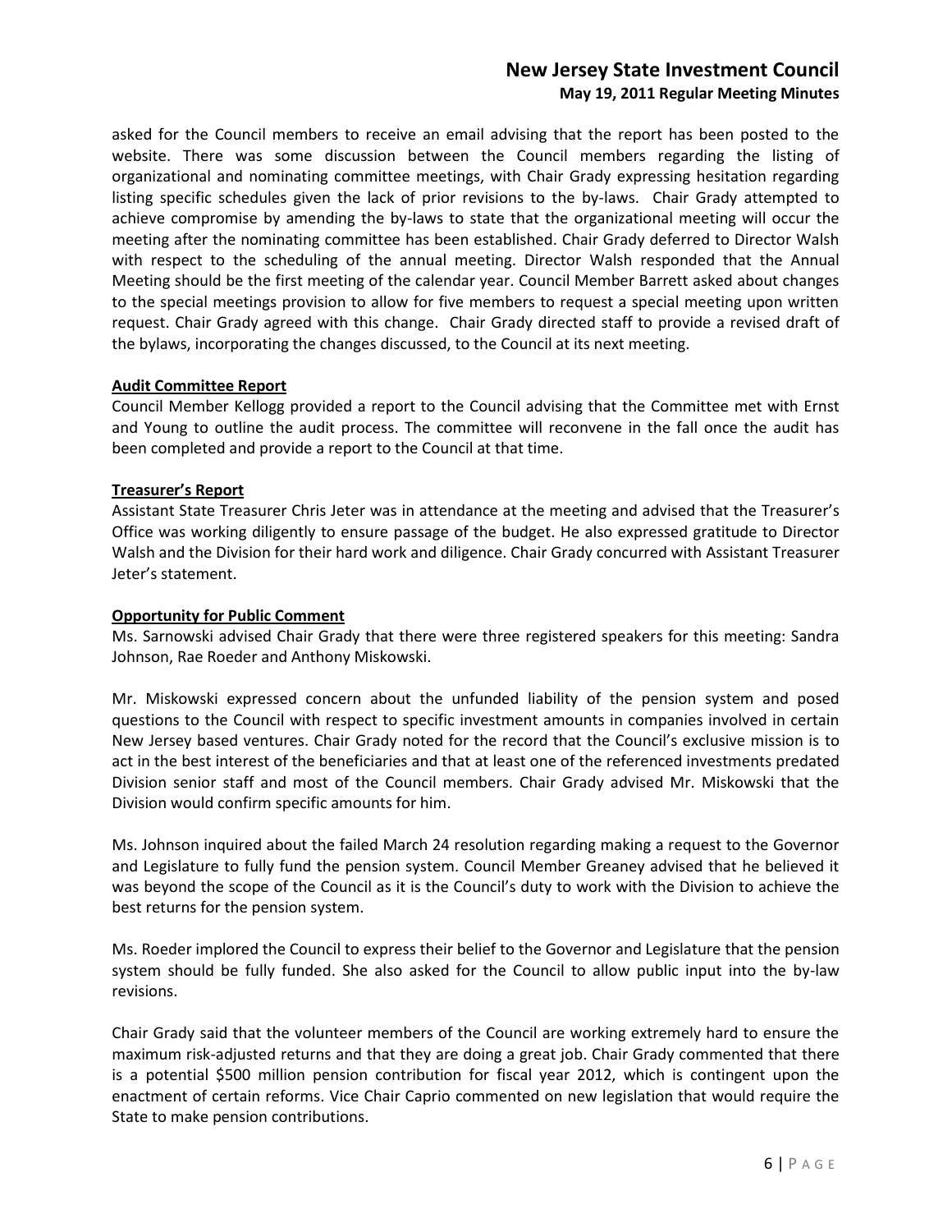asked for the Council members to receive an email advising that the report has been posted to the website. There was some discussion between the Council members regarding the listing of organizational and nominating committee meetings, with Chair Grady expressing hesitation regarding listing specific schedules given the lack of prior revisions to the by-laws. Chair Grady attempted to achieve compromise by amending the by-laws to state that the organizational meeting will occur the meeting after the nominating committee has been established. Chair Grady deferred to Director Walsh with respect to the scheduling of the annual meeting. Director Walsh responded that the Annual Meeting should be the first meeting of the calendar year. Council Member Barrett asked about changes to the special meetings provision to allow for five members to request a special meeting upon written request. Chair Grady agreed with this change. Chair Grady directed staff to provide a revised draft of the bylaws, incorporating the changes discussed, to the Council at its next meeting.

**Audit Committee Report**

Council Member Kellogg provided a report to the Council advising that the Committee met with Ernst and Young to outline the audit process. The committee will reconvene in the fall once the audit has been completed and provide a report to the Council at that time.

**Treasurer's Report**

Assistant State Treasurer Chris Jeter was in attendance at the meeting and advised that the Treasurer's Office was working diligently to ensure passage of the budget. He also expressed gratitude to Director Walsh and the Division for their hard work and diligence. Chair Grady concurred with Assistant Treasurer Jeter's statement.

**Opportunity for Public Comment**

Ms. Sarnowski advised Chair Grady that there were three registered speakers for this meeting: Sandra Johnson, Rae Roeder and Anthony Miskowski.

Mr. Miskowski expressed concern about the unfunded liability of the pension system and posed questions to the Council with respect to specific investment amounts in companies involved in certain New Jersey based ventures. Chair Grady noted for the record that the Council's exclusive mission is to act in the best interest of the beneficiaries and that at least one of the referenced investments predated Division senior staff and most of the Council members. Chair Grady advised Mr. Miskowski that the Division would confirm specific amounts for him.

Ms. Johnson inquired about the failed March 24 resolution regarding making a request to the Governor and Legislature to fully fund the pension system. Council Member Greaney advised that he believed it was beyond the scope of the Council as it is the Council's duty to work with the Division to achieve the best returns for the pension system.

Ms. Roeder implored the Council to express their belief to the Governor and Legislature that the pension system should be fully funded. She also asked for the Council to allow public input into the by-law revisions.

Chair Grady said that the volunteer members of the Council are working extremely hard to ensure the maximum risk-adjusted returns and that they are doing a great job. Chair Grady commented that there is a potential $500 million pension contribution for fiscal year 2012, which is contingent upon the enactment of certain reforms. Vice Chair Caprio commented on new legislation that would require the State to make pension contributions.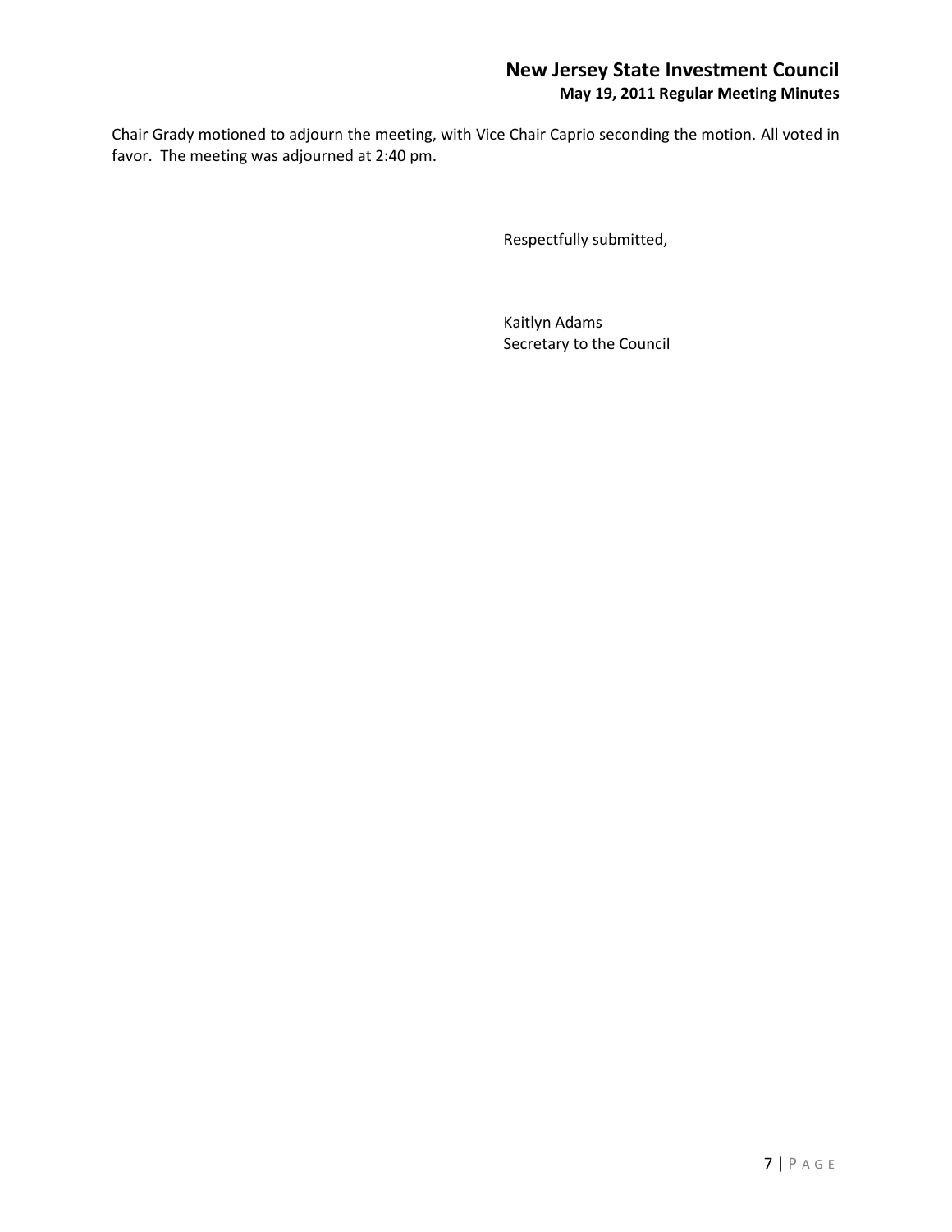Chair Grady motioned to adjourn the meeting, with Vice Chair Caprio seconding the motion. All voted in favor. The meeting was adjourned at 2:40 pm.

Respectfully submitted,

Kaitlyn Adams
Secretary to the Council